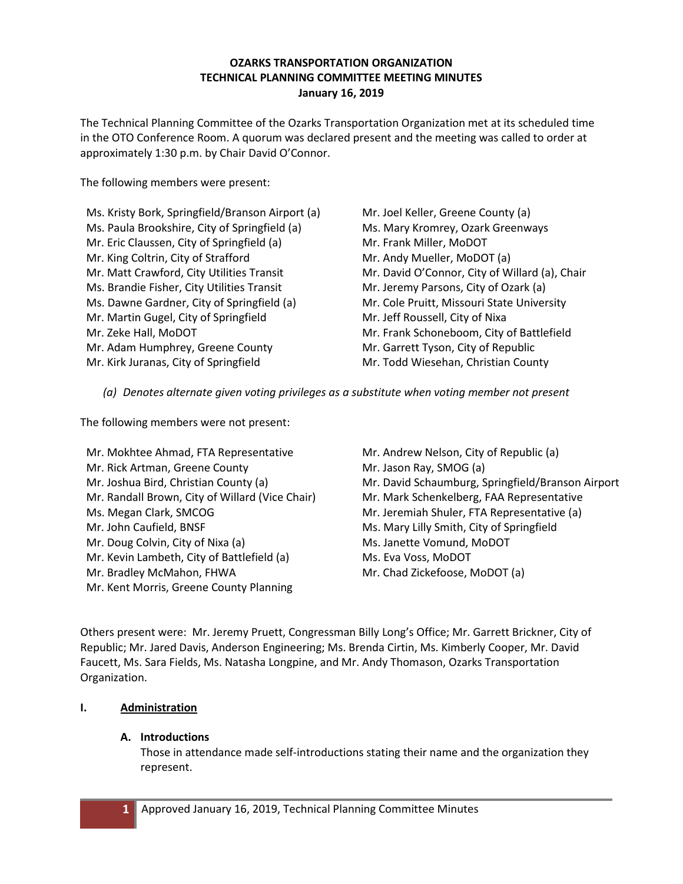**OZARKS TRANSPORTATION ORGANIZATION**
**TECHNICAL PLANNING COMMITTEE MEETING MINUTES**
**January 16, 2019**

The Technical Planning Committee of the Ozarks Transportation Organization met at its scheduled time in the OTO Conference Room. A quorum was declared present and the meeting was called to order at approximately 1:30 p.m. by Chair David O'Connor.

The following members were present:

- Ms. Kristy Bork, Springfield/Branson Airport (a)
- Ms. Paula Brookshire, City of Springfield (a)
- Mr. Eric Claussen, City of Springfield (a)
- Mr. King Coltrin, City of Strafford
- Mr. Matt Crawford, City Utilities Transit
- Ms. Brandie Fisher, City Utilities Transit
- Ms. Dawne Gardner, City of Springfield (a)
- Mr. Martin Gugel, City of Springfield
- Mr. Zeke Hall, MoDOT
- Mr. Adam Humphrey, Greene County
- Mr. Kirk Juranas, City of Springfield
- Mr. Joel Keller, Greene County (a)
- Ms. Mary Kromrey, Ozark Greenways
- Mr. Frank Miller, MoDOT
- Mr. Andy Mueller, MoDOT (a)
- Mr. David O'Connor, City of Willard (a), Chair
- Mr. Jeremy Parsons, City of Ozark (a)
- Mr. Cole Pruitt, Missouri State University
- Mr. Jeff Roussell, City of Nixa
- Mr. Frank Schoneboom, City of Battlefield
- Mr. Garrett Tyson, City of Republic
- Mr. Todd Wiesehan, Christian County

*(a) Denotes alternate given voting privileges as a substitute when voting member not present*

The following members were not present:

- Mr. Mokhtee Ahmad, FTA Representative
- Mr. Rick Artman, Greene County
- Mr. Joshua Bird, Christian County (a)
- Mr. Randall Brown, City of Willard (Vice Chair)
- Ms. Megan Clark, SMCOG
- Mr. John Caufield, BNSF
- Mr. Doug Colvin, City of Nixa (a)
- Mr. Kevin Lambeth, City of Battlefield (a)
- Mr. Bradley McMahon, FHWA
- Mr. Kent Morris, Greene County Planning
- Mr. Andrew Nelson, City of Republic (a)
- Mr. Jason Ray, SMOG (a)
- Mr. David Schaumburg, Springfield/Branson Airport
- Mr. Mark Schenkelberg, FAA Representative
- Mr. Jeremiah Shuler, FTA Representative (a)
- Ms. Mary Lilly Smith, City of Springfield
- Ms. Janette Vomund, MoDOT
- Ms. Eva Voss, MoDOT
- Mr. Chad Zickefoose, MoDOT (a)

Others present were: Mr. Jeremy Pruett, Congressman Billy Long's Office; Mr. Garrett Brickner, City of Republic; Mr. Jared Davis, Anderson Engineering; Ms. Brenda Cirtin, Ms. Kimberly Cooper, Mr. David Faucett, Ms. Sara Fields, Ms. Natasha Longpine, and Mr. Andy Thomason, Ozarks Transportation Organization.

## I. Administration

### A. Introductions

Those in attendance made self-introductions stating their name and the organization they represent.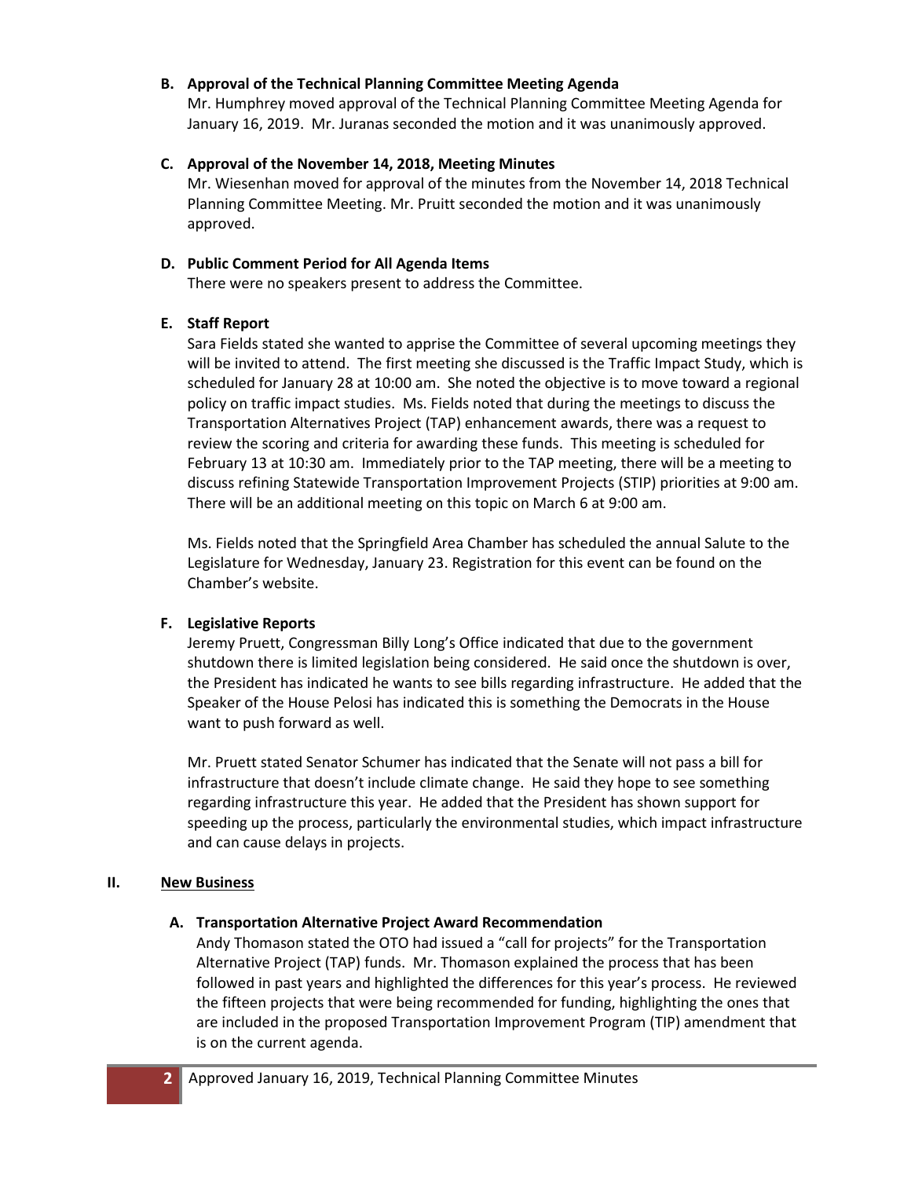**B. Approval of the Technical Planning Committee Meeting Agenda**

Mr. Humphrey moved approval of the Technical Planning Committee Meeting Agenda for January 16, 2019. Mr. Juranas seconded the motion and it was unanimously approved.

**C. Approval of the November 14, 2018, Meeting Minutes**

Mr. Wiesenhan moved for approval of the minutes from the November 14, 2018 Technical Planning Committee Meeting. Mr. Pruitt seconded the motion and it was unanimously approved.

**D. Public Comment Period for All Agenda Items**

There were no speakers present to address the Committee.

**E. Staff Report**

Sara Fields stated she wanted to apprise the Committee of several upcoming meetings they will be invited to attend. The first meeting she discussed is the Traffic Impact Study, which is scheduled for January 28 at 10:00 am. She noted the objective is to move toward a regional policy on traffic impact studies. Ms. Fields noted that during the meetings to discuss the Transportation Alternatives Project (TAP) enhancement awards, there was a request to review the scoring and criteria for awarding these funds. This meeting is scheduled for February 13 at 10:30 am. Immediately prior to the TAP meeting, there will be a meeting to discuss refining Statewide Transportation Improvement Projects (STIP) priorities at 9:00 am. There will be an additional meeting on this topic on March 6 at 9:00 am.

Ms. Fields noted that the Springfield Area Chamber has scheduled the annual Salute to the Legislature for Wednesday, January 23. Registration for this event can be found on the Chamber's website.

**F. Legislative Reports**

Jeremy Pruett, Congressman Billy Long's Office indicated that due to the government shutdown there is limited legislation being considered. He said once the shutdown is over, the President has indicated he wants to see bills regarding infrastructure. He added that the Speaker of the House Pelosi has indicated this is something the Democrats in the House want to push forward as well.

Mr. Pruett stated Senator Schumer has indicated that the Senate will not pass a bill for infrastructure that doesn't include climate change. He said they hope to see something regarding infrastructure this year. He added that the President has shown support for speeding up the process, particularly the environmental studies, which impact infrastructure and can cause delays in projects.

## II. New Business

**A. Transportation Alternative Project Award Recommendation**

Andy Thomason stated the OTO had issued a "call for projects" for the Transportation Alternative Project (TAP) funds. Mr. Thomason explained the process that has been followed in past years and highlighted the differences for this year's process. He reviewed the fifteen projects that were being recommended for funding, highlighting the ones that are included in the proposed Transportation Improvement Program (TIP) amendment that is on the current agenda.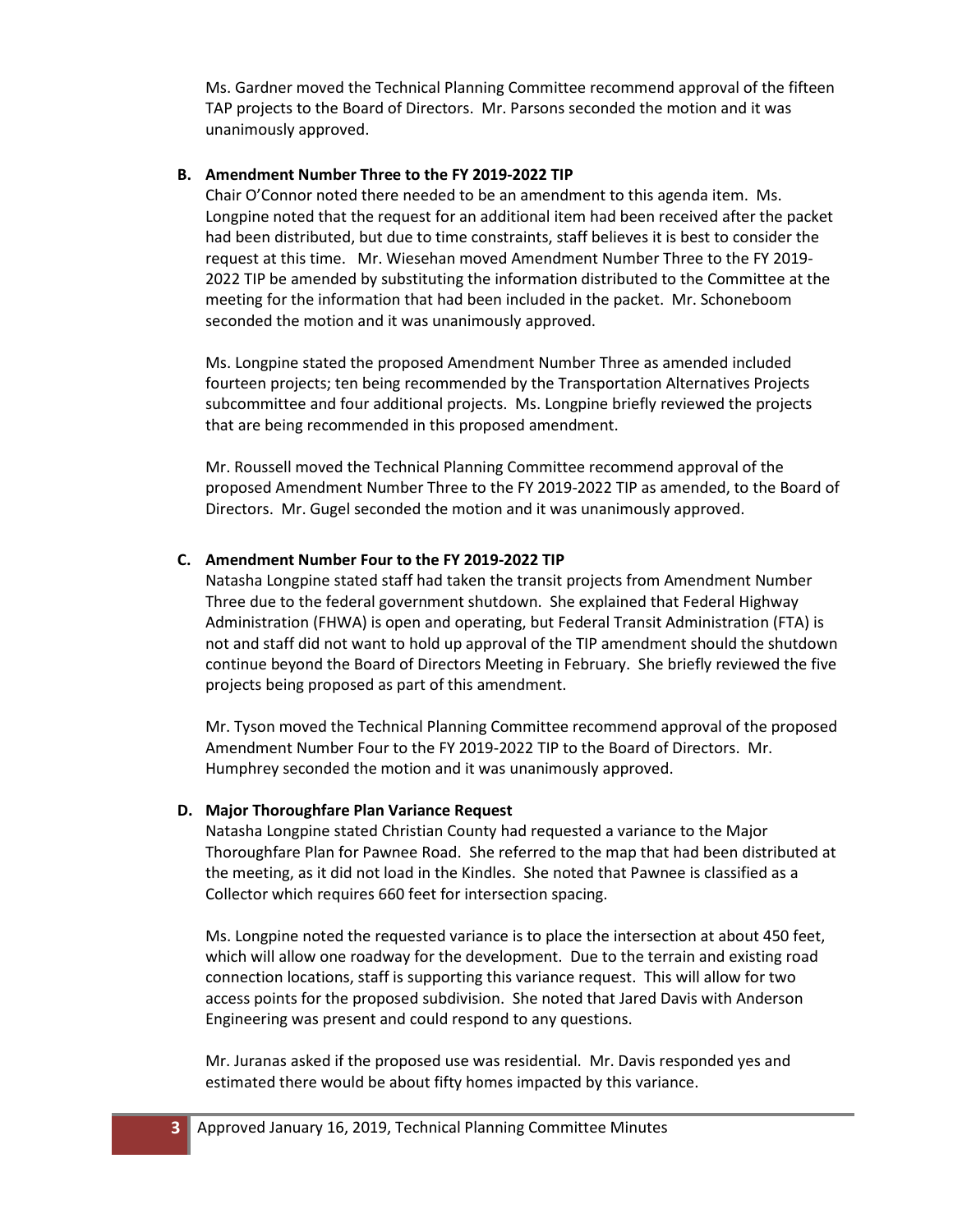Ms. Gardner moved the Technical Planning Committee recommend approval of the fifteen TAP projects to the Board of Directors. Mr. Parsons seconded the motion and it was unanimously approved.

**B. Amendment Number Three to the FY 2019-2022 TIP**

Chair O'Connor noted there needed to be an amendment to this agenda item. Ms. Longpine noted that the request for an additional item had been received after the packet had been distributed, but due to time constraints, staff believes it is best to consider the request at this time. Mr. Wiesehan moved Amendment Number Three to the FY 2019-2022 TIP be amended by substituting the information distributed to the Committee at the meeting for the information that had been included in the packet. Mr. Schoneboom seconded the motion and it was unanimously approved.

Ms. Longpine stated the proposed Amendment Number Three as amended included fourteen projects; ten being recommended by the Transportation Alternatives Projects subcommittee and four additional projects. Ms. Longpine briefly reviewed the projects that are being recommended in this proposed amendment.

Mr. Roussell moved the Technical Planning Committee recommend approval of the proposed Amendment Number Three to the FY 2019-2022 TIP as amended, to the Board of Directors. Mr. Gugel seconded the motion and it was unanimously approved.

**C. Amendment Number Four to the FY 2019-2022 TIP**

Natasha Longpine stated staff had taken the transit projects from Amendment Number Three due to the federal government shutdown. She explained that Federal Highway Administration (FHWA) is open and operating, but Federal Transit Administration (FTA) is not and staff did not want to hold up approval of the TIP amendment should the shutdown continue beyond the Board of Directors Meeting in February. She briefly reviewed the five projects being proposed as part of this amendment.

Mr. Tyson moved the Technical Planning Committee recommend approval of the proposed Amendment Number Four to the FY 2019-2022 TIP to the Board of Directors. Mr. Humphrey seconded the motion and it was unanimously approved.

**D. Major Thoroughfare Plan Variance Request**

Natasha Longpine stated Christian County had requested a variance to the Major Thoroughfare Plan for Pawnee Road. She referred to the map that had been distributed at the meeting, as it did not load in the Kindles. She noted that Pawnee is classified as a Collector which requires 660 feet for intersection spacing.

Ms. Longpine noted the requested variance is to place the intersection at about 450 feet, which will allow one roadway for the development. Due to the terrain and existing road connection locations, staff is supporting this variance request. This will allow for two access points for the proposed subdivision. She noted that Jared Davis with Anderson Engineering was present and could respond to any questions.

Mr. Juranas asked if the proposed use was residential. Mr. Davis responded yes and estimated there would be about fifty homes impacted by this variance.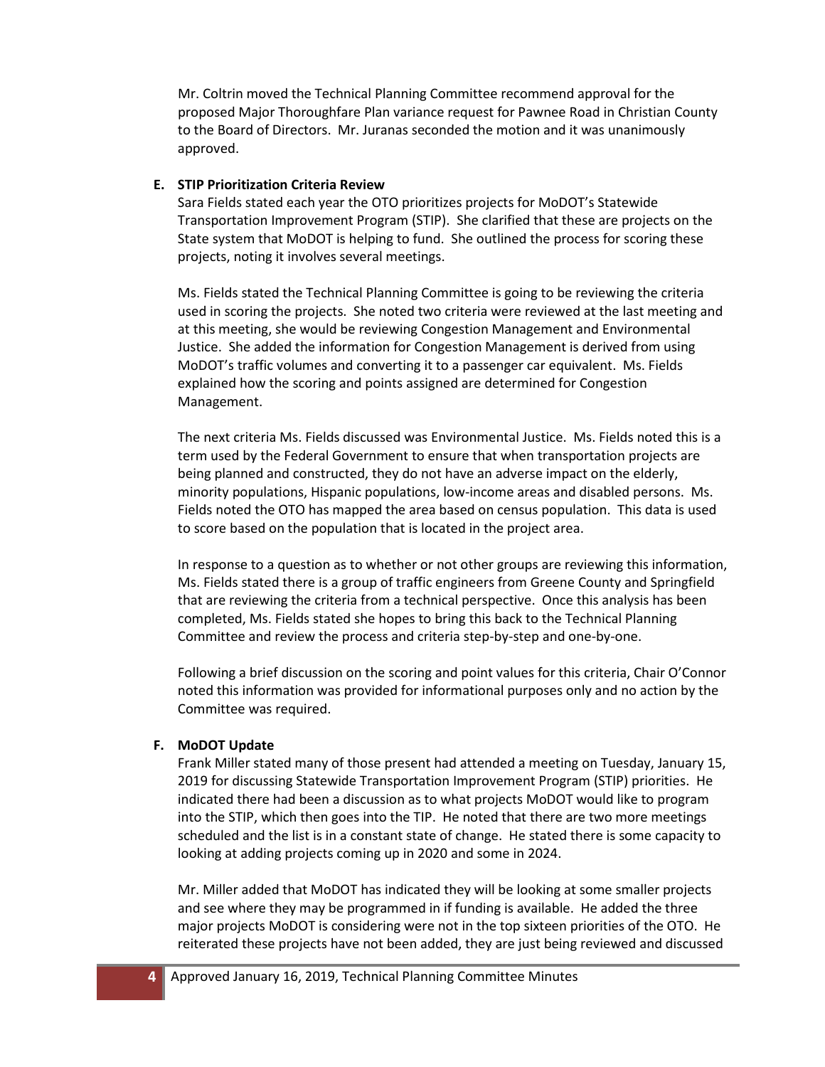Mr. Coltrin moved the Technical Planning Committee recommend approval for the proposed Major Thoroughfare Plan variance request for Pawnee Road in Christian County to the Board of Directors. Mr. Juranas seconded the motion and it was unanimously approved.

**E. STIP Prioritization Criteria Review**

Sara Fields stated each year the OTO prioritizes projects for MoDOT's Statewide Transportation Improvement Program (STIP). She clarified that these are projects on the State system that MoDOT is helping to fund. She outlined the process for scoring these projects, noting it involves several meetings.

Ms. Fields stated the Technical Planning Committee is going to be reviewing the criteria used in scoring the projects. She noted two criteria were reviewed at the last meeting and at this meeting, she would be reviewing Congestion Management and Environmental Justice. She added the information for Congestion Management is derived from using MoDOT's traffic volumes and converting it to a passenger car equivalent. Ms. Fields explained how the scoring and points assigned are determined for Congestion Management.

The next criteria Ms. Fields discussed was Environmental Justice. Ms. Fields noted this is a term used by the Federal Government to ensure that when transportation projects are being planned and constructed, they do not have an adverse impact on the elderly, minority populations, Hispanic populations, low-income areas and disabled persons. Ms. Fields noted the OTO has mapped the area based on census population. This data is used to score based on the population that is located in the project area.

In response to a question as to whether or not other groups are reviewing this information, Ms. Fields stated there is a group of traffic engineers from Greene County and Springfield that are reviewing the criteria from a technical perspective. Once this analysis has been completed, Ms. Fields stated she hopes to bring this back to the Technical Planning Committee and review the process and criteria step-by-step and one-by-one.

Following a brief discussion on the scoring and point values for this criteria, Chair O'Connor noted this information was provided for informational purposes only and no action by the Committee was required.

**F. MoDOT Update**

Frank Miller stated many of those present had attended a meeting on Tuesday, January 15, 2019 for discussing Statewide Transportation Improvement Program (STIP) priorities. He indicated there had been a discussion as to what projects MoDOT would like to program into the STIP, which then goes into the TIP. He noted that there are two more meetings scheduled and the list is in a constant state of change. He stated there is some capacity to looking at adding projects coming up in 2020 and some in 2024.

Mr. Miller added that MoDOT has indicated they will be looking at some smaller projects and see where they may be programmed in if funding is available. He added the three major projects MoDOT is considering were not in the top sixteen priorities of the OTO. He reiterated these projects have not been added, they are just being reviewed and discussed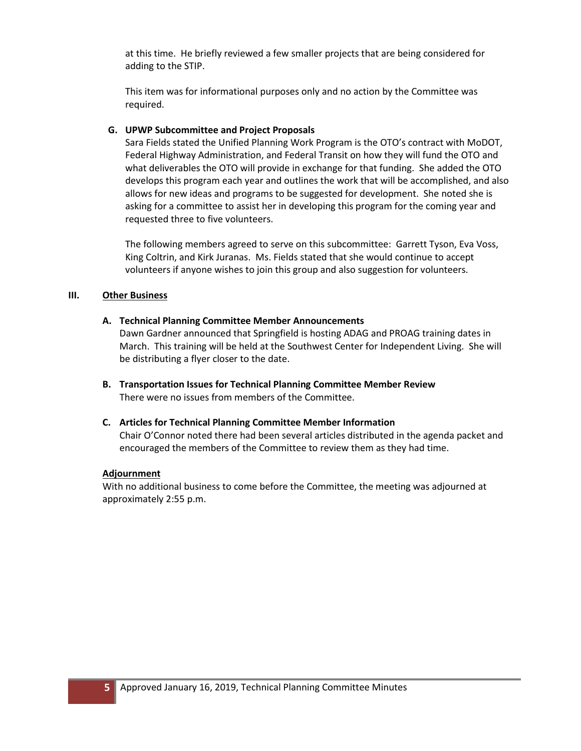at this time. He briefly reviewed a few smaller projects that are being considered for adding to the STIP.

This item was for informational purposes only and no action by the Committee was required.

**G. UPWP Subcommittee and Project Proposals**

Sara Fields stated the Unified Planning Work Program is the OTO's contract with MoDOT, Federal Highway Administration, and Federal Transit on how they will fund the OTO and what deliverables the OTO will provide in exchange for that funding. She added the OTO develops this program each year and outlines the work that will be accomplished, and also allows for new ideas and programs to be suggested for development. She noted she is asking for a committee to assist her in developing this program for the coming year and requested three to five volunteers.

The following members agreed to serve on this subcommittee: Garrett Tyson, Eva Voss, King Coltrin, and Kirk Juranas. Ms. Fields stated that she would continue to accept volunteers if anyone wishes to join this group and also suggestion for volunteers.

## III. Other Business

**A. Technical Planning Committee Member Announcements**

Dawn Gardner announced that Springfield is hosting ADAG and PROAG training dates in March. This training will be held at the Southwest Center for Independent Living. She will be distributing a flyer closer to the date.

**B. Transportation Issues for Technical Planning Committee Member Review**

There were no issues from members of the Committee.

**C. Articles for Technical Planning Committee Member Information**

Chair O'Connor noted there had been several articles distributed in the agenda packet and encouraged the members of the Committee to review them as they had time.

## Adjournment

With no additional business to come before the Committee, the meeting was adjourned at approximately 2:55 p.m.